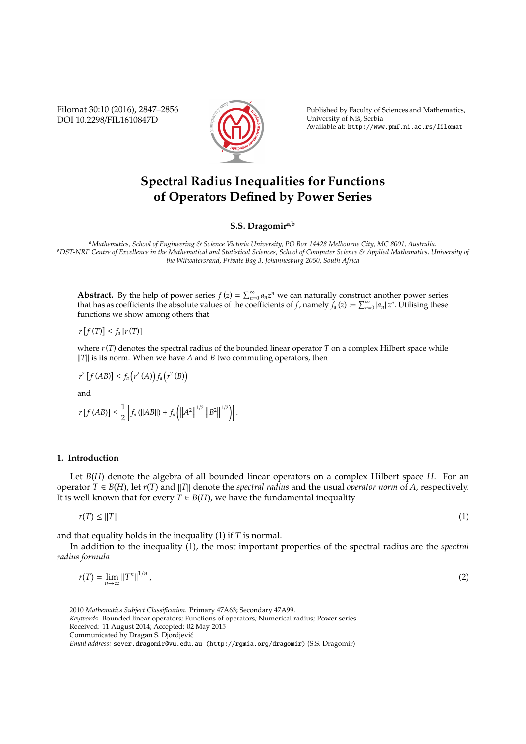# Spectral Radius Inequalities for Functions of Operators Defined by Power Series

**S.S. Dragomir**[a,b]

[a]*Mathematics, School of Engineering & Science Victoria University, PO Box 14428 Melbourne City, MC 8001, Australia.*
[b]*DST-NRF Centre of Excellence in the Mathematical and Statistical Sciences, School of Computer Science & Applied Mathematics, University of the Witwatersrand, Private Bag 3, Johannesburg 2050, South Africa*

**Abstract.** By the help of power series $f(z) = \sum_{n=0}^{\infty} a_n z^n$ we can naturally construct another power series that has as coefficients the absolute values of the coefficients of $f$, namely $f_a(z) := \sum_{n=0}^{\infty} |a_n| z^n$. Utilising these functions we show among others that

$$r[f(T)] \le f_a[r(T)]$$

where $r(T)$ denotes the spectral radius of the bounded linear operator $T$ on a complex Hilbert space while $\|T\|$ is its norm. When we have $A$ and $B$ two commuting operators, then

$$r^2[f(AB)] \le f_a\left(r^2(A)\right) f_a\left(r^2(B)\right)$$

and

$$r[f(AB)] \le \frac{1}{2}\left[f_a(\|AB\|) + f_a\left(\left\|A^2\right\|^{1/2}\left\|B^2\right\|^{1/2}\right)\right].$$

## 1. Introduction

Let $B(H)$ denote the algebra of all bounded linear operators on a complex Hilbert space $H$. For an operator $T \in B(H)$, let $r(T)$ and $\|T\|$ denote the *spectral radius* and the usual *operator norm* of $A$, respectively. It is well known that for every $T \in B(H)$, we have the fundamental inequality

$$r(T) \le \|T\| \tag{1}$$

and that equality holds in the inequality (1) if $T$ is normal.

In addition to the inequality (1), the most important properties of the spectral radius are the *spectral radius formula*

$$r(T) = \lim_{n\to\infty} \|T^n\|^{1/n}, \tag{2}$$

---

2010 *Mathematics Subject Classification*. Primary 47A63; Secondary 47A99.
*Keywords*. Bounded linear operators; Functions of operators; Numerical radius; Power series.
Received: 11 August 2014; Accepted: 02 May 2015
Communicated by Dragan S. Djordjević
*Email address:* sever.dragomir@vu.edu.au (http://rgmia.org/dragomir) (S.S. Dragomir)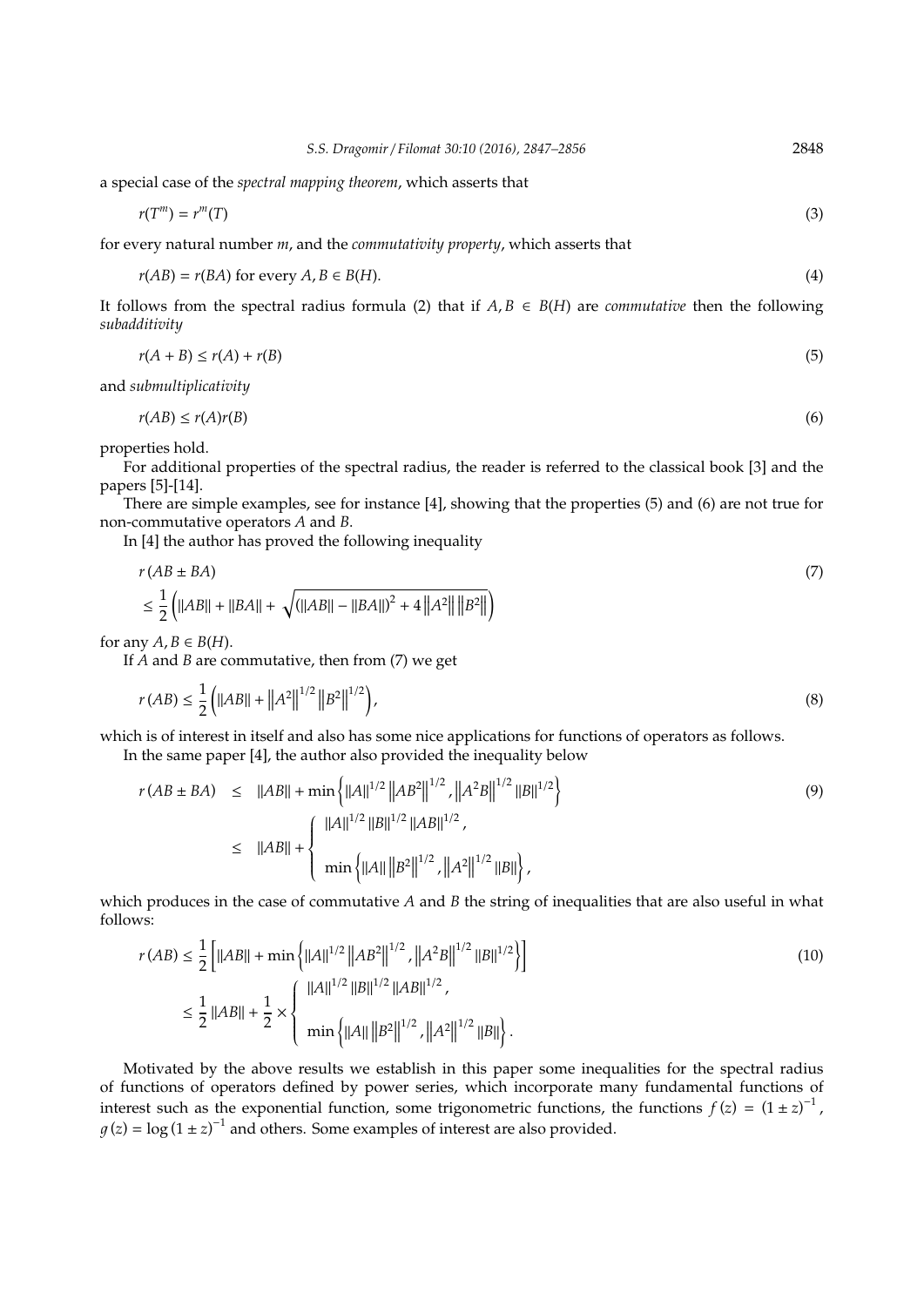a special case of the *spectral mapping theorem*, which asserts that

$$r(T^m) = r^m(T) \tag{3}$$

for every natural number $m$, and the *commutativity property*, which asserts that

$$r(AB) = r(BA) \text{ for every } A, B \in B(H). \tag{4}$$

It follows from the spectral radius formula (2) that if $A, B \in B(H)$ are *commutative* then the following *subadditivity*

$$r(A + B) \le r(A) + r(B) \tag{5}$$

and *submultiplicativity*

$$r(AB) \le r(A)r(B) \tag{6}$$

properties hold.

For additional properties of the spectral radius, the reader is referred to the classical book [3] and the papers [5]-[14].

There are simple examples, see for instance [4], showing that the properties (5) and (6) are not true for non-commutative operators $A$ and $B$.

In [4] the author has proved the following inequality

$$\begin{aligned} & r(AB \pm BA) \\ & \le \frac{1}{2}\left(\|AB\| + \|BA\| + \sqrt{(\|AB\| - \|BA\|)^2 + 4\left\|A^2\right\|\left\|B^2\right\|}\right) \end{aligned} \tag{7}$$

for any $A, B \in B(H)$.

If $A$ and $B$ are commutative, then from (7) we get

$$r(AB) \le \frac{1}{2}\left(\|AB\| + \left\|A^2\right\|^{1/2}\left\|B^2\right\|^{1/2}\right), \tag{8}$$

which is of interest in itself and also has some nice applications for functions of operators as follows.

In the same paper [4], the author also provided the inequality below

$$\begin{aligned} r(AB \pm BA) & \le \|AB\| + \min\left\{\|A\|^{1/2}\left\|AB^2\right\|^{1/2}, \left\|A^2B\right\|^{1/2}\|B\|^{1/2}\right\} \\ & \le \|AB\| + \begin{cases} \|A\|^{1/2}\|B\|^{1/2}\|AB\|^{1/2}, \\ \\ \min\left\{\|A\|\left\|B^2\right\|^{1/2}, \left\|A^2\right\|^{1/2}\|B\|\right\}, \end{cases} \end{aligned} \tag{9}$$

which produces in the case of commutative $A$ and $B$ the string of inequalities that are also useful in what follows:

$$\begin{aligned} r(AB) & \le \frac{1}{2}\left[\|AB\| + \min\left\{\|A\|^{1/2}\left\|AB^2\right\|^{1/2}, \left\|A^2B\right\|^{1/2}\|B\|^{1/2}\right\}\right] \\ & \le \frac{1}{2}\|AB\| + \frac{1}{2} \times \begin{cases} \|A\|^{1/2}\|B\|^{1/2}\|AB\|^{1/2}, \\ \\ \min\left\{\|A\|\left\|B^2\right\|^{1/2}, \left\|A^2\right\|^{1/2}\|B\|\right\}. \end{cases} \end{aligned} \tag{10}$$

Motivated by the above results we establish in this paper some inequalities for the spectral radius of functions of operators defined by power series, which incorporate many fundamental functions of interest such as the exponential function, some trigonometric functions, the functions $f(z) = (1 \pm z)^{-1}$, $g(z) = \log(1 \pm z)^{-1}$ and others. Some examples of interest are also provided.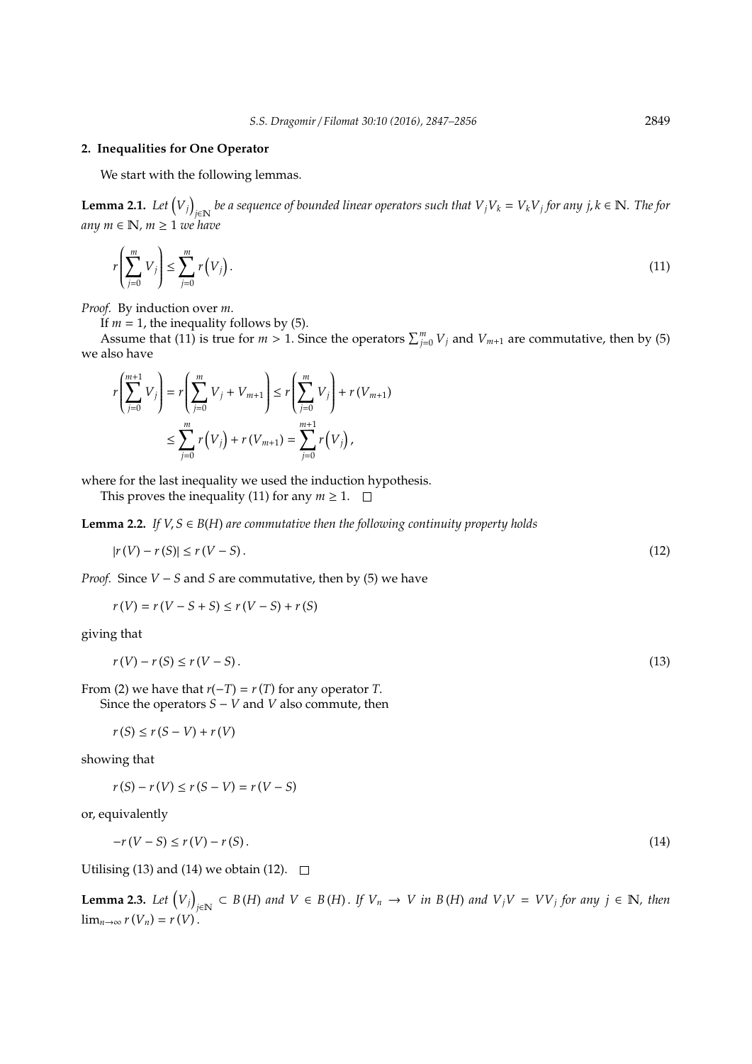## 2. Inequalities for One Operator

We start with the following lemmas.

**Lemma 2.1.** *Let $\left(V_j\right)_{j\in\mathbb{N}}$ be a sequence of bounded linear operators such that $V_jV_k = V_kV_j$ for any $j,k \in \mathbb{N}$. The for any $m \in \mathbb{N}$, $m \geq 1$ we have*

$$r\left(\sum_{j=0}^{m} V_j\right) \leq \sum_{j=0}^{m} r\left(V_j\right). \tag{11}$$

*Proof.* By induction over $m$.

If $m = 1$, the inequality follows by (5).

Assume that (11) is true for $m > 1$. Since the operators $\sum_{j=0}^{m} V_j$ and $V_{m+1}$ are commutative, then by (5) we also have

$$\begin{aligned} r\left(\sum_{j=0}^{m+1} V_j\right) &= r\left(\sum_{j=0}^{m} V_j + V_{m+1}\right) \leq r\left(\sum_{j=0}^{m} V_j\right) + r\left(V_{m+1}\right) \\ &\leq \sum_{j=0}^{m} r\left(V_j\right) + r\left(V_{m+1}\right) = \sum_{j=0}^{m+1} r\left(V_j\right), \end{aligned}$$

where for the last inequality we used the induction hypothesis.

This proves the inequality (11) for any $m \geq 1$. □

**Lemma 2.2.** *If $V, S \in B(H)$ are commutative then the following continuity property holds*

$$|r(V) - r(S)| \leq r(V - S). \tag{12}$$

*Proof.* Since $V - S$ and $S$ are commutative, then by (5) we have

$$r(V) = r(V - S + S) \leq r(V - S) + r(S)$$

giving that

$$r(V) - r(S) \leq r(V - S). \tag{13}$$

From (2) we have that $r(-T) = r(T)$ for any operator $T$.

Since the operators $S - V$ and $V$ also commute, then

$$r(S) \leq r(S - V) + r(V)$$

showing that

$$r(S) - r(V) \leq r(S - V) = r(V - S)$$

or, equivalently

$$-r(V - S) \leq r(V) - r(S). \tag{14}$$

Utilising (13) and (14) we obtain (12). □

**Lemma 2.3.** *Let $\left(V_j\right)_{j\in\mathbb{N}} \subset B(H)$ and $V \in B(H)$. If $V_n \to V$ in $B(H)$ and $V_jV = VV_j$ for any $j \in \mathbb{N}$, then $\lim_{n\to\infty} r(V_n) = r(V)$.*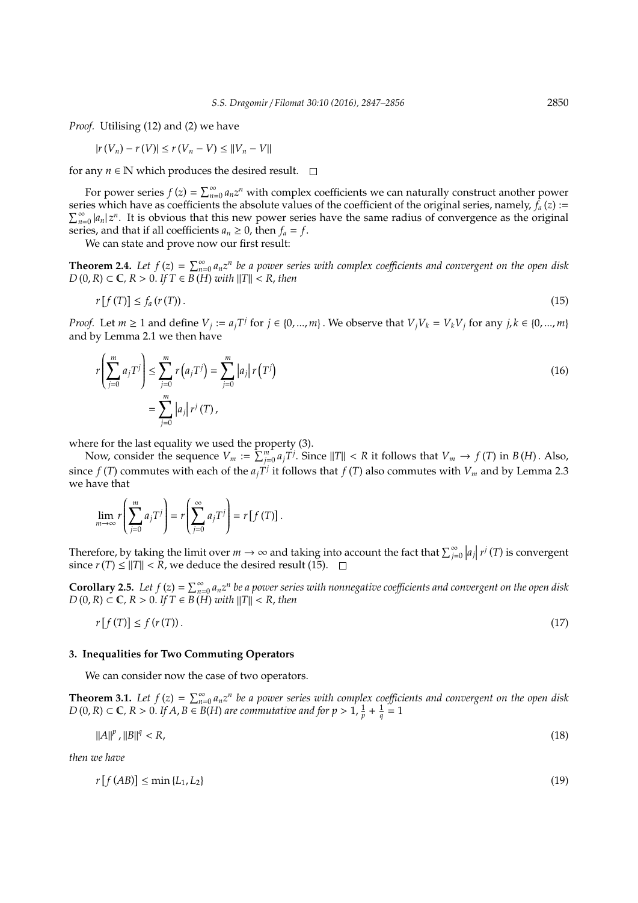*Proof.* Utilising (12) and (2) we have

$$|r(V_n) - r(V)| \leq r(V_n - V) \leq \|V_n - V\|$$

for any $n \in \mathbb{N}$ which produces the desired result. $\square$

For power series $f(z) = \sum_{n=0}^{\infty} a_n z^n$ with complex coefficients we can naturally construct another power series which have as coefficients the absolute values of the coefficient of the original series, namely, $f_a(z) := \sum_{n=0}^{\infty} |a_n| z^n$. It is obvious that this new power series have the same radius of convergence as the original series, and that if all coefficients $a_n \geq 0$, then $f_a = f$.

We can state and prove now our first result:

**Theorem 2.4.** *Let $f(z) = \sum_{n=0}^{\infty} a_n z^n$ be a power series with complex coefficients and convergent on the open disk $D(0, R) \subset \mathbb{C}$, $R > 0$. If $T \in B(H)$ with $\|T\| < R$, then*

$$r[f(T)] \leq f_a(r(T)). \tag{15}$$

*Proof.* Let $m \geq 1$ and define $V_j := a_j T^j$ for $j \in \{0, ..., m\}$. We observe that $V_j V_k = V_k V_j$ for any $j, k \in \{0, ..., m\}$ and by Lemma 2.1 we then have

$$r\left(\sum_{j=0}^{m} a_j T^j\right) \leq \sum_{j=0}^{m} r\left(a_j T^j\right) = \sum_{j=0}^{m} \left|a_j\right| r\left(T^j\right) \tag{16}$$

$$= \sum_{j=0}^{m} \left|a_j\right| r^j(T),$$

where for the last equality we used the property (3).

Now, consider the sequence $V_m := \sum_{j=0}^{m} a_j T^j$. Since $\|T\| < R$ it follows that $V_m \to f(T)$ in $B(H)$. Also, since $f(T)$ commutes with each of the $a_j T^j$ it follows that $f(T)$ also commutes with $V_m$ and by Lemma 2.3 we have that

$$\lim_{m \to \infty} r\left(\sum_{j=0}^{m} a_j T^j\right) = r\left(\sum_{j=0}^{\infty} a_j T^j\right) = r[f(T)].$$

Therefore, by taking the limit over $m \to \infty$ and taking into account the fact that $\sum_{j=0}^{\infty} \left|a_j\right| r^j(T)$ is convergent since $r(T) \leq \|T\| < R$, we deduce the desired result (15). $\square$

**Corollary 2.5.** *Let $f(z) = \sum_{n=0}^{\infty} a_n z^n$ be a power series with nonnegative coefficients and convergent on the open disk $D(0, R) \subset \mathbb{C}$, $R > 0$. If $T \in B(H)$ with $\|T\| < R$, then*

$$r[f(T)] \leq f(r(T)). \tag{17}$$

## 3. Inequalities for Two Commuting Operators

We can consider now the case of two operators.

**Theorem 3.1.** *Let $f(z) = \sum_{n=0}^{\infty} a_n z^n$ be a power series with complex coefficients and convergent on the open disk $D(0, R) \subset \mathbb{C}$, $R > 0$. If $A, B \in B(H)$ are commutative and for $p > 1$, $\frac{1}{p} + \frac{1}{q} = 1$*

$$\|A\|^p, \|B\|^q < R, \tag{18}$$

*then we have*

$$r[f(AB)] \leq \min\{L_1, L_2\} \tag{19}$$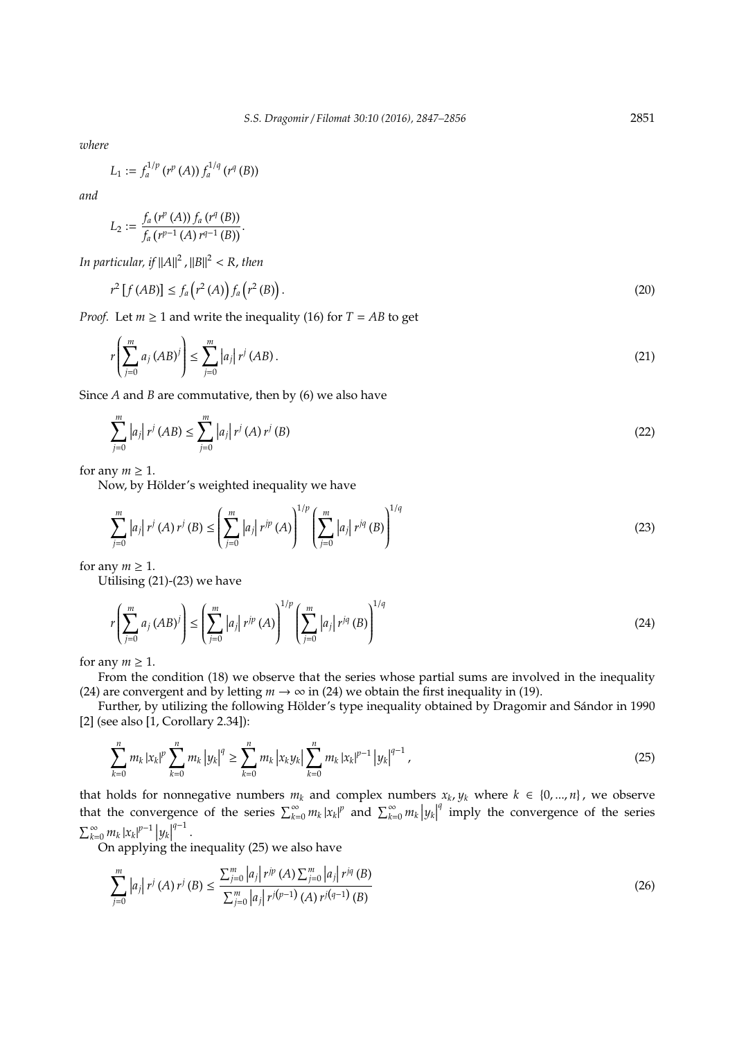*where*

$$L_1 := f_a^{1/p}\left(r^p(A)\right) f_a^{1/q}\left(r^q(B)\right)$$

*and*

$$L_2 := \frac{f_a\left(r^p(A)\right) f_a\left(r^q(B)\right)}{f_a\left(r^{p-1}(A)\, r^{q-1}(B)\right)}.$$

*In particular, if* $\|A\|^2, \|B\|^2 < R$*, then*

$$r^2\left[f(AB)\right] \leq f_a\left(r^2(A)\right) f_a\left(r^2(B)\right). \tag{20}$$

*Proof.* Let $m \geq 1$ and write the inequality (16) for $T = AB$ to get

$$r\left(\sum_{j=0}^{m} a_j (AB)^j\right) \leq \sum_{j=0}^{m} \left|a_j\right| r^j(AB). \tag{21}$$

Since $A$ and $B$ are commutative, then by (6) we also have

$$\sum_{j=0}^{m} \left|a_j\right| r^j(AB) \leq \sum_{j=0}^{m} \left|a_j\right| r^j(A)\, r^j(B) \tag{22}$$

for any $m \geq 1$.

Now, by Hölder's weighted inequality we have

$$\sum_{j=0}^{m} \left|a_j\right| r^j(A)\, r^j(B) \leq \left(\sum_{j=0}^{m} \left|a_j\right| r^{jp}(A)\right)^{1/p} \left(\sum_{j=0}^{m} \left|a_j\right| r^{jq}(B)\right)^{1/q} \tag{23}$$

for any $m \geq 1$.

Utilising (21)-(23) we have

$$r\left(\sum_{j=0}^{m} a_j (AB)^j\right) \leq \left(\sum_{j=0}^{m} \left|a_j\right| r^{jp}(A)\right)^{1/p} \left(\sum_{j=0}^{m} \left|a_j\right| r^{jq}(B)\right)^{1/q} \tag{24}$$

for any $m \geq 1$.

From the condition (18) we observe that the series whose partial sums are involved in the inequality (24) are convergent and by letting $m \to \infty$ in (24) we obtain the first inequality in (19).

Further, by utilizing the following Hölder's type inequality obtained by Dragomir and Sándor in 1990 [2] (see also [1, Corollary 2.34]):

$$\sum_{k=0}^{n} m_k \left|x_k\right|^p \sum_{k=0}^{n} m_k \left|y_k\right|^q \geq \sum_{k=0}^{n} m_k \left|x_k y_k\right| \sum_{k=0}^{n} m_k \left|x_k\right|^{p-1} \left|y_k\right|^{q-1}, \tag{25}$$

that holds for nonnegative numbers $m_k$ and complex numbers $x_k, y_k$ where $k \in \{0, ..., n\}$, we observe that the convergence of the series $\sum_{k=0}^{\infty} m_k \left|x_k\right|^p$ and $\sum_{k=0}^{\infty} m_k \left|y_k\right|^q$ imply the convergence of the series $\sum_{k=0}^{\infty} m_k \left|x_k\right|^{p-1} \left|y_k\right|^{q-1}$.

On applying the inequality (25) we also have

$$\sum_{j=0}^{m} \left|a_j\right| r^j(A)\, r^j(B) \leq \frac{\sum_{j=0}^{m} \left|a_j\right| r^{jp}(A) \sum_{j=0}^{m} \left|a_j\right| r^{jq}(B)}{\sum_{j=0}^{m} \left|a_j\right| r^{j(p-1)}(A)\, r^{j(q-1)}(B)} \tag{26}$$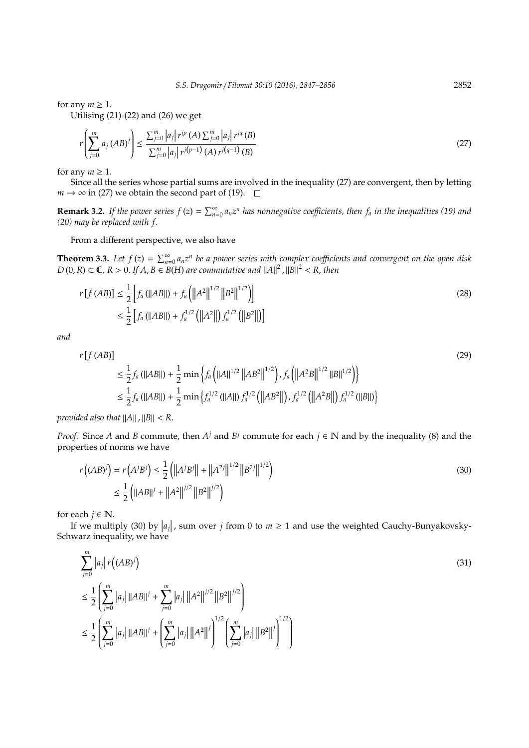for any $m \geq 1$.

Utilising (21)-(22) and (26) we get

$$r\left(\sum_{j=0}^{m} a_j (AB)^j\right) \leq \frac{\sum_{j=0}^{m} |a_j| r^{jp}(A) \sum_{j=0}^{m} |a_j| r^{jq}(B)}{\sum_{j=0}^{m} |a_j| r^{j(p-1)}(A) r^{j(q-1)}(B)} \tag{27}$$

for any $m \geq 1$.

Since all the series whose partial sums are involved in the inequality (27) are convergent, then by letting $m \to \infty$ in (27) we obtain the second part of (19). □

**Remark 3.2.** *If the power series $f(z) = \sum_{n=0}^{\infty} a_n z^n$ has nonnegative coefficients, then $f_a$ in the inequalities (19) and (20) may be replaced with $f$.*

From a different perspective, we also have

**Theorem 3.3.** *Let $f(z) = \sum_{n=0}^{\infty} a_n z^n$ be a power series with complex coefficients and convergent on the open disk $D(0, R) \subset \mathbb{C}$, $R > 0$. If $A, B \in B(H)$ are commutative and $\|A\|^2, \|B\|^2 < R$, then*

$$\begin{aligned} r[f(AB)] &\leq \frac{1}{2}\left[f_a(\|AB\|) + f_a\left(\left\|A^2\right\|^{1/2}\left\|B^2\right\|^{1/2}\right)\right] \\ &\leq \frac{1}{2}\left[f_a(\|AB\|) + f_a^{1/2}\left(\left\|A^2\right\|\right) f_a^{1/2}\left(\left\|B^2\right\|\right)\right] \end{aligned} \tag{28}$$

*and*

$$\begin{aligned} &r[f(AB)] \\ &\leq \frac{1}{2} f_a(\|AB\|) + \frac{1}{2}\min\left\{f_a\left(\|A\|^{1/2}\left\|AB^2\right\|^{1/2}\right), f_a\left(\left\|A^2 B\right\|^{1/2}\|B\|^{1/2}\right)\right\} \\ &\leq \frac{1}{2} f_a(\|AB\|) + \frac{1}{2}\min\left\{f_a^{1/2}(\|A\|) f_a^{1/2}\left(\left\|AB^2\right\|\right), f_a^{1/2}\left(\left\|A^2 B\right\|\right) f_a^{1/2}(\|B\|)\right\} \end{aligned} \tag{29}$$

*provided also that $\|A\|, \|B\| < R$.*

*Proof.* Since $A$ and $B$ commute, then $A^j$ and $B^j$ commute for each $j \in \mathbb{N}$ and by the inequality (8) and the properties of norms we have

$$\begin{aligned} r\left((AB)^j\right) = r\left(A^j B^j\right) &\leq \frac{1}{2}\left(\left\|A^j B^j\right\| + \left\|A^{2j}\right\|^{1/2}\left\|B^{2j}\right\|^{1/2}\right) \\ &\leq \frac{1}{2}\left(\|AB\|^j + \left\|A^2\right\|^{j/2}\left\|B^2\right\|^{j/2}\right) \end{aligned} \tag{30}$$

for each $j \in \mathbb{N}$.

If we multiply (30) by $|a_j|$, sum over $j$ from 0 to $m \geq 1$ and use the weighted Cauchy-Bunyakovsky-Schwarz inequality, we have

$$\begin{aligned} &\sum_{j=0}^{m} |a_j| r\left((AB)^j\right) \\ &\leq \frac{1}{2}\left(\sum_{j=0}^{m} |a_j| \|AB\|^j + \sum_{j=0}^{m} |a_j| \left\|A^2\right\|^{j/2}\left\|B^2\right\|^{j/2}\right) \\ &\leq \frac{1}{2}\left(\sum_{j=0}^{m} |a_j| \|AB\|^j + \left(\sum_{j=0}^{m} |a_j| \left\|A^2\right\|^j\right)^{1/2}\left(\sum_{j=0}^{m} |a_j| \left\|B^2\right\|^j\right)^{1/2}\right) \end{aligned} \tag{31}$$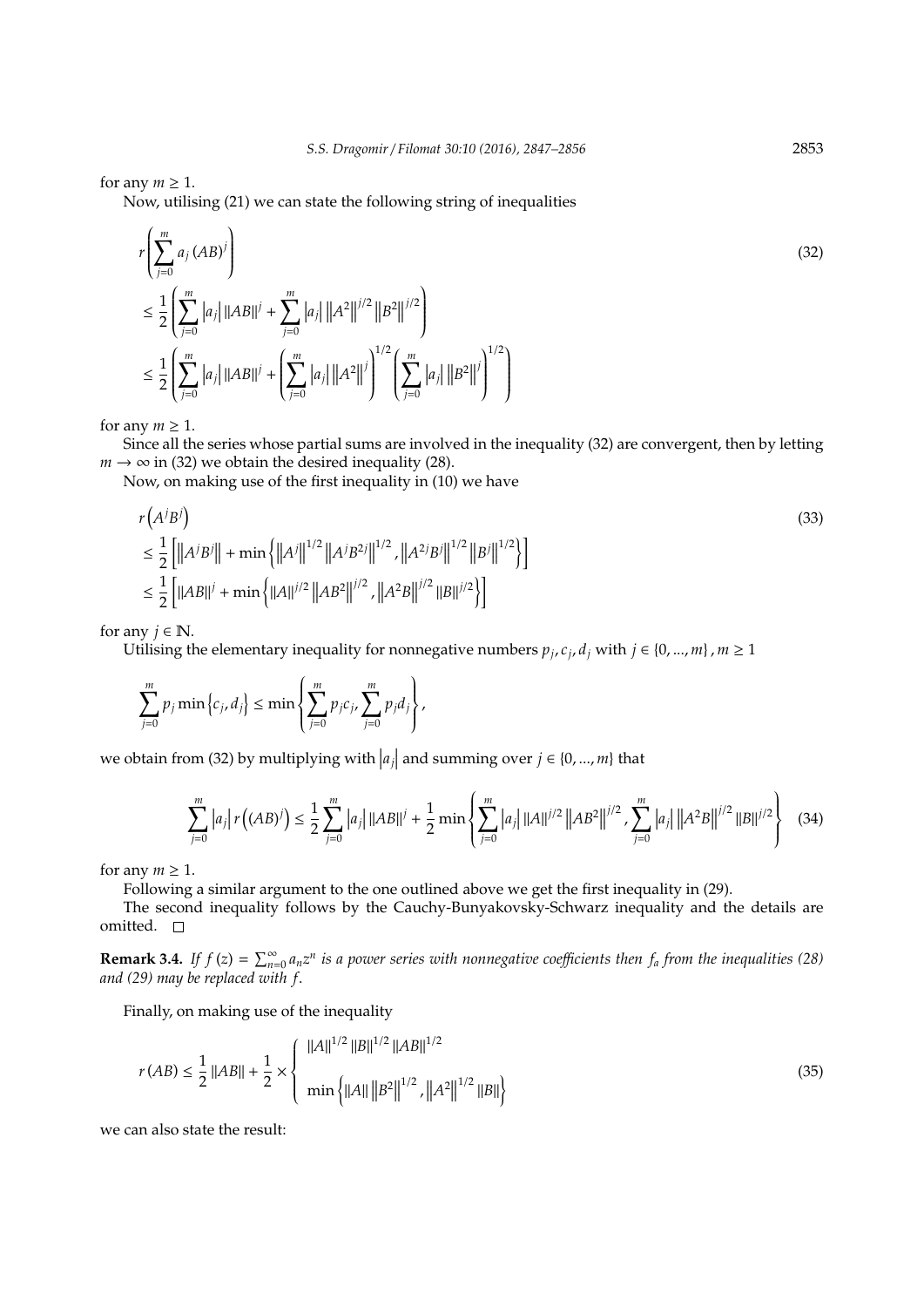for any $m \geq 1$.

Now, utilising (21) we can state the following string of inequalities

$$
\begin{aligned}
& r\left(\sum_{j=0}^{m} a_j (AB)^j\right) \\
& \leq \frac{1}{2}\left(\sum_{j=0}^{m} \left|a_j\right| \|AB\|^j + \sum_{j=0}^{m} \left|a_j\right| \left\|A^2\right\|^{j/2} \left\|B^2\right\|^{j/2}\right) \\
& \leq \frac{1}{2}\left(\sum_{j=0}^{m} \left|a_j\right| \|AB\|^j + \left(\sum_{j=0}^{m} \left|a_j\right| \left\|A^2\right\|^j\right)^{1/2} \left(\sum_{j=0}^{m} \left|a_j\right| \left\|B^2\right\|^j\right)^{1/2}\right)
\end{aligned} \tag{32}
$$

for any $m \geq 1$.

Since all the series whose partial sums are involved in the inequality (32) are convergent, then by letting $m \to \infty$ in (32) we obtain the desired inequality (28).

Now, on making use of the first inequality in (10) we have

$$
\begin{aligned}
& r\left(A^j B^j\right) \\
& \leq \frac{1}{2}\left[\left\|A^j B^j\right\| + \min\left\{\left\|A^j\right\|^{1/2} \left\|A^j B^{2j}\right\|^{1/2}, \left\|A^{2j} B^j\right\|^{1/2} \left\|B^j\right\|^{1/2}\right\}\right] \\
& \leq \frac{1}{2}\left[\|AB\|^j + \min\left\{\|A\|^{j/2} \left\|AB^2\right\|^{j/2}, \left\|A^2 B\right\|^{j/2} \|B\|^{j/2}\right\}\right]
\end{aligned} \tag{33}
$$

for any $j \in \mathbb{N}$.

Utilising the elementary inequality for nonnegative numbers $p_j, c_j, d_j$ with $j \in \{0, ..., m\}, m \geq 1$

$$
\sum_{j=0}^{m} p_j \min\left\{c_j, d_j\right\} \leq \min\left\{\sum_{j=0}^{m} p_j c_j, \sum_{j=0}^{m} p_j d_j\right\},
$$

we obtain from (32) by multiplying with $\left|a_j\right|$ and summing over $j \in \{0, ..., m\}$ that

$$
\sum_{j=0}^{m} \left|a_j\right| r\left((AB)^j\right) \leq \frac{1}{2}\sum_{j=0}^{m} \left|a_j\right| \|AB\|^j + \frac{1}{2}\min\left\{\sum_{j=0}^{m} \left|a_j\right| \|A\|^{j/2} \left\|AB^2\right\|^{j/2}, \sum_{j=0}^{m} \left|a_j\right| \left\|A^2 B\right\|^{j/2} \|B\|^{j/2}\right\} \tag{34}
$$

for any $m \geq 1$.

Following a similar argument to the one outlined above we get the first inequality in (29).

The second inequality follows by the Cauchy-Bunyakovsky-Schwarz inequality and the details are omitted. $\square$

**Remark 3.4.** *If $f(z) = \sum_{n=0}^{\infty} a_n z^n$ is a power series with nonnegative coefficients then $f_a$ from the inequalities (28) and (29) may be replaced with $f$.*

Finally, on making use of the inequality

$$
r(AB) \leq \frac{1}{2}\|AB\| + \frac{1}{2} \times \begin{cases} \|A\|^{1/2} \|B\|^{1/2} \|AB\|^{1/2} \\ \\ \min\left\{\|A\| \left\|B^2\right\|^{1/2}, \left\|A^2\right\|^{1/2} \|B\|\right\} \end{cases} \tag{35}
$$

we can also state the result: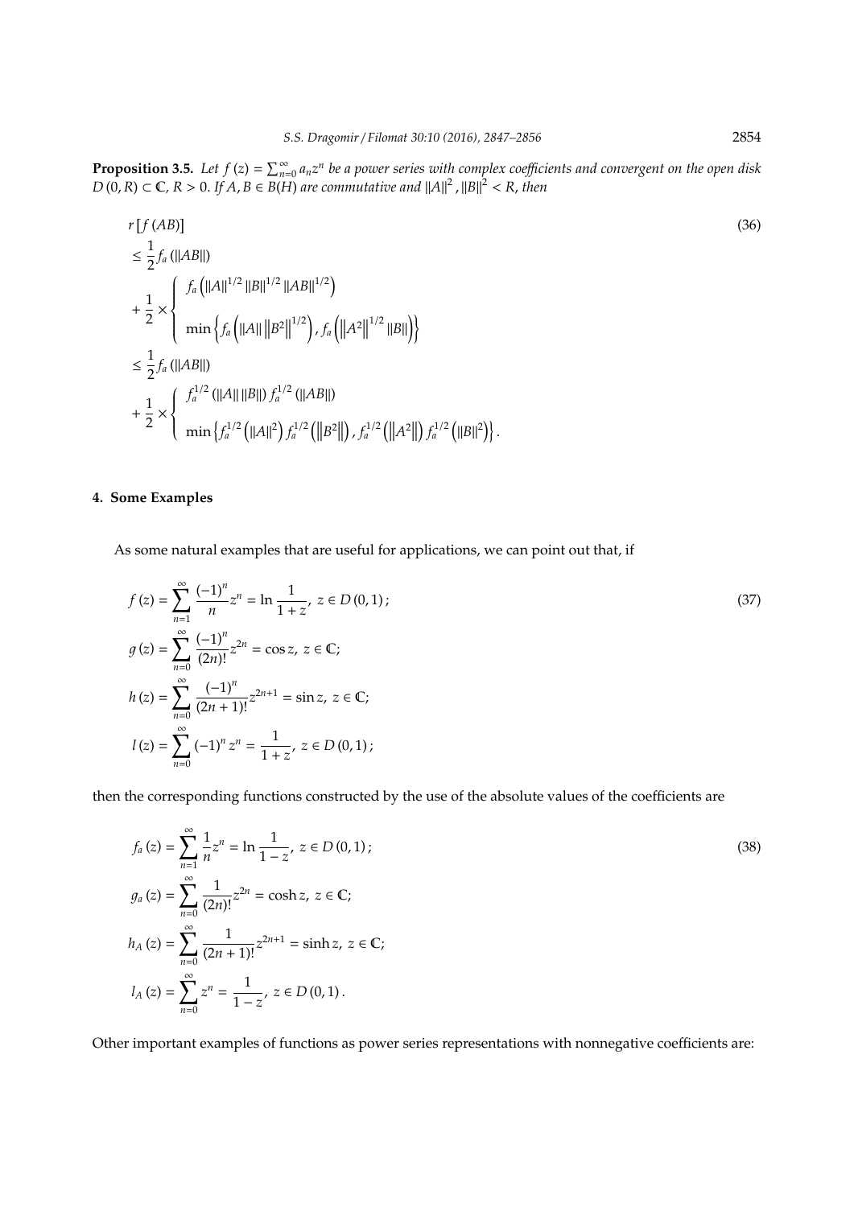**Proposition 3.5.** *Let $f(z) = \sum_{n=0}^{\infty} a_n z^n$ be a power series with complex coefficients and convergent on the open disk $D(0,R) \subset \mathbb{C}$, $R > 0$. If $A, B \in B(H)$ are commutative and $\|A\|^2, \|B\|^2 < R$, then*

$$
\begin{aligned}
& r\left[f(AB)\right] \\
& \leq \frac{1}{2} f_a(\|AB\|) \\
& + \frac{1}{2} \times \left\{
\begin{array}{l}
f_a\left(\|A\|^{1/2} \|B\|^{1/2} \|AB\|^{1/2}\right) \\
\\
\min\left\{ f_a\left(\|A\| \left\|B^2\right\|^{1/2}\right), f_a\left(\left\|A^2\right\|^{1/2} \|B\|\right)\right\}
\end{array}
\right. \\
& \leq \frac{1}{2} f_a(\|AB\|) \\
& + \frac{1}{2} \times \left\{
\begin{array}{l}
f_a^{1/2}(\|A\| \|B\|) f_a^{1/2}(\|AB\|) \\
\\
\min\left\{ f_a^{1/2}\left(\|A\|^2\right) f_a^{1/2}\left(\left\|B^2\right\|\right), f_a^{1/2}\left(\left\|A^2\right\|\right) f_a^{1/2}\left(\|B\|^2\right)\right\}.
\end{array}
\right.
\end{aligned}
\tag{36}
$$

## 4. Some Examples

As some natural examples that are useful for applications, we can point out that, if

$$
\begin{aligned}
f(z) &= \sum_{n=1}^{\infty} \frac{(-1)^n}{n} z^n = \ln \frac{1}{1+z}, \; z \in D(0,1); \\
g(z) &= \sum_{n=0}^{\infty} \frac{(-1)^n}{(2n)!} z^{2n} = \cos z, \; z \in \mathbb{C}; \\
h(z) &= \sum_{n=0}^{\infty} \frac{(-1)^n}{(2n+1)!} z^{2n+1} = \sin z, \; z \in \mathbb{C}; \\
l(z) &= \sum_{n=0}^{\infty} (-1)^n z^n = \frac{1}{1+z}, \; z \in D(0,1);
\end{aligned}
\tag{37}
$$

then the corresponding functions constructed by the use of the absolute values of the coefficients are

$$
\begin{aligned}
f_a(z) &= \sum_{n=1}^{\infty} \frac{1}{n} z^n = \ln \frac{1}{1-z}, \; z \in D(0,1); \\
g_a(z) &= \sum_{n=0}^{\infty} \frac{1}{(2n)!} z^{2n} = \cosh z, \; z \in \mathbb{C}; \\
h_A(z) &= \sum_{n=0}^{\infty} \frac{1}{(2n+1)!} z^{2n+1} = \sinh z, \; z \in \mathbb{C}; \\
l_A(z) &= \sum_{n=0}^{\infty} z^n = \frac{1}{1-z}, \; z \in D(0,1).
\end{aligned}
\tag{38}
$$

Other important examples of functions as power series representations with nonnegative coefficients are: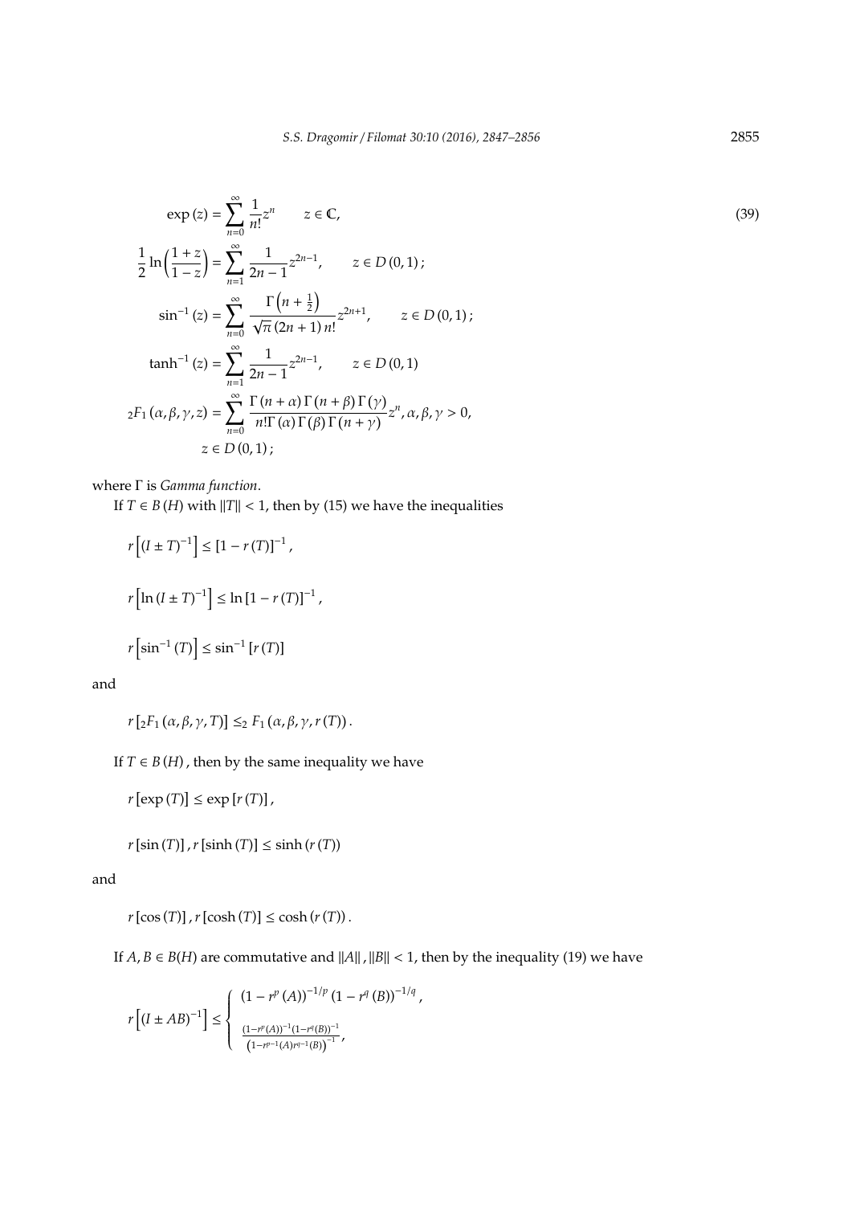$$
\begin{aligned}
\exp(z) &= \sum_{n=0}^{\infty} \frac{1}{n!} z^n \qquad z \in \mathbb{C}, \\
\frac{1}{2}\ln\left(\frac{1+z}{1-z}\right) &= \sum_{n=1}^{\infty} \frac{1}{2n-1} z^{2n-1}, \qquad z \in D(0,1); \\
\sin^{-1}(z) &= \sum_{n=0}^{\infty} \frac{\Gamma\left(n+\frac{1}{2}\right)}{\sqrt{\pi}(2n+1)n!} z^{2n+1}, \qquad z \in D(0,1); \\
\tanh^{-1}(z) &= \sum_{n=1}^{\infty} \frac{1}{2n-1} z^{2n-1}, \qquad z \in D(0,1) \\
{}_2F_1(\alpha,\beta,\gamma,z) &= \sum_{n=0}^{\infty} \frac{\Gamma(n+\alpha)\Gamma(n+\beta)\Gamma(\gamma)}{n!\Gamma(\alpha)\Gamma(\beta)\Gamma(n+\gamma)} z^n, \alpha,\beta,\gamma > 0, \\
& z \in D(0,1);
\end{aligned}
\tag{39}
$$

where $\Gamma$ is *Gamma function*.

If $T \in B(H)$ with $\|T\| < 1$, then by (15) we have the inequalities

$$
r\left[(I \pm T)^{-1}\right] \le [1 - r(T)]^{-1},
$$

$$
r\left[\ln (I \pm T)^{-1}\right] \le \ln [1 - r(T)]^{-1},
$$

$$
r\left[\sin^{-1}(T)\right] \le \sin^{-1}[r(T)]
$$

and

$$
r\left[{}_2F_1(\alpha,\beta,\gamma,T)\right] \le {}_2F_1(\alpha,\beta,\gamma,r(T)).
$$

If $T \in B(H)$, then by the same inequality we have

$$
r[\exp(T)] \le \exp[r(T)],
$$

$$
r[\sin(T)], r[\sinh(T)] \le \sinh(r(T))
$$

and

$$
r[\cos(T)], r[\cosh(T)] \le \cosh(r(T)).
$$

If $A, B \in B(H)$ are commutative and $\|A\|, \|B\| < 1$, then by the inequality (19) we have

$$
r\left[(I \pm AB)^{-1}\right] \le \begin{cases} (1 - r^p(A))^{-1/p}(1 - r^q(B))^{-1/q}, \\ \frac{(1-r^p(A))^{-1}(1-r^q(B))^{-1}}{\left(1-r^{p-1}(A)r^{q-1}(B)\right)^{-1}}, \end{cases}
$$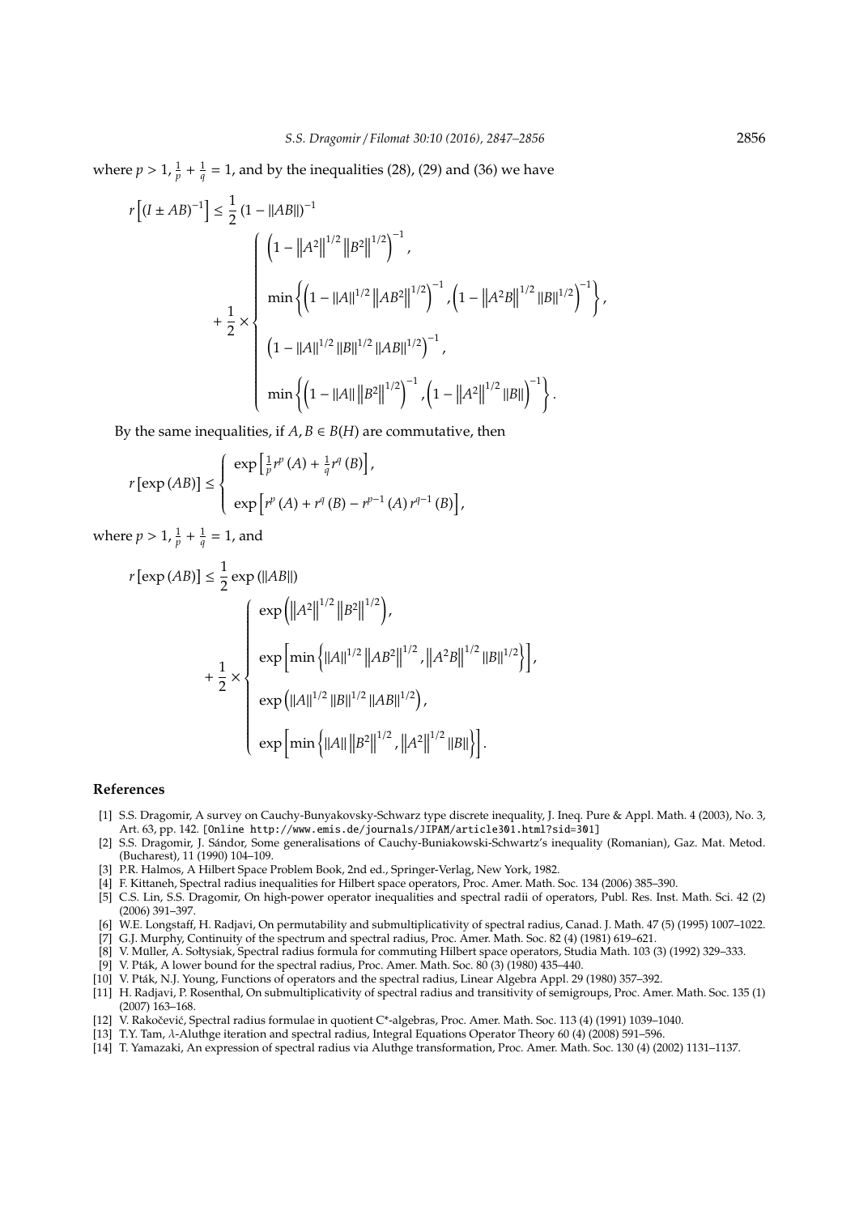where $p > 1$, $\frac{1}{p} + \frac{1}{q} = 1$, and by the inequalities (28), (29) and (36) we have

$$
r\left[(I \pm AB)^{-1}\right] \leq \frac{1}{2}\left(1 - \|AB\|\right)^{-1}
+ \frac{1}{2} \times \begin{cases}
\left(1 - \left\|A^2\right\|^{1/2}\left\|B^2\right\|^{1/2}\right)^{-1}, \\[2ex]
\min\left\{\left(1 - \|A\|^{1/2}\left\|AB^2\right\|^{1/2}\right)^{-1}, \left(1 - \left\|A^2B\right\|^{1/2}\|B\|^{1/2}\right)^{-1}\right\}, \\[2ex]
\left(1 - \|A\|^{1/2}\|B\|^{1/2}\|AB\|^{1/2}\right)^{-1}, \\[2ex]
\min\left\{\left(1 - \|A\|\left\|B^2\right\|^{1/2}\right)^{-1}, \left(1 - \left\|A^2\right\|^{1/2}\|B\|\right)^{-1}\right\}.
\end{cases}
$$

By the same inequalities, if $A, B \in B(H)$ are commutative, then

$$
r\left[\exp(AB)\right] \leq \begin{cases}
\exp\left[\frac{1}{p}r^p(A) + \frac{1}{q}r^q(B)\right], \\[2ex]
\exp\left[r^p(A) + r^q(B) - r^{p-1}(A)\, r^{q-1}(B)\right],
\end{cases}
$$

where $p > 1$, $\frac{1}{p} + \frac{1}{q} = 1$, and

$$
r\left[\exp(AB)\right] \leq \frac{1}{2}\exp\left(\|AB\|\right)
+ \frac{1}{2} \times \begin{cases}
\exp\left(\left\|A^2\right\|^{1/2}\left\|B^2\right\|^{1/2}\right), \\[2ex]
\exp\left[\min\left\{\|A\|^{1/2}\left\|AB^2\right\|^{1/2}, \left\|A^2B\right\|^{1/2}\|B\|^{1/2}\right\}\right], \\[2ex]
\exp\left(\|A\|^{1/2}\|B\|^{1/2}\|AB\|^{1/2}\right), \\[2ex]
\exp\left[\min\left\{\|A\|\left\|B^2\right\|^{1/2}, \left\|A^2\right\|^{1/2}\|B\|\right\}\right].
\end{cases}
$$

## References

[1] S.S. Dragomir, A survey on Cauchy-Bunyakovsky-Schwarz type discrete inequality, J. Ineq. Pure & Appl. Math. 4 (2003), No. 3, Art. 63, pp. 142. [Online http://www.emis.de/journals/JIPAM/article301.html?sid=301]

[2] S.S. Dragomir, J. Sándor, Some generalisations of Cauchy-Buniakowski-Schwartz's inequality (Romanian), Gaz. Mat. Metod. (Bucharest), 11 (1990) 104–109.

[3] P.R. Halmos, A Hilbert Space Problem Book, 2nd ed., Springer-Verlag, New York, 1982.

[4] F. Kittaneh, Spectral radius inequalities for Hilbert space operators, Proc. Amer. Math. Soc. 134 (2006) 385–390.

[5] C.S. Lin, S.S. Dragomir, On high-power operator inequalities and spectral radii of operators, Publ. Res. Inst. Math. Sci. 42 (2) (2006) 391–397.

[6] W.E. Longstaff, H. Radjavi, On permutability and submultiplicativity of spectral radius, Canad. J. Math. 47 (5) (1995) 1007–1022.

[7] G.J. Murphy, Continuity of the spectrum and spectral radius, Proc. Amer. Math. Soc. 82 (4) (1981) 619–621.

[8] V. Müller, A. Sołtysiak, Spectral radius formula for commuting Hilbert space operators, Studia Math. 103 (3) (1992) 329–333.

[9] V. Pták, A lower bound for the spectral radius, Proc. Amer. Math. Soc. 80 (3) (1980) 435–440.

[10] V. Pták, N.J. Young, Functions of operators and the spectral radius, Linear Algebra Appl. 29 (1980) 357–392.

[11] H. Radjavi, P. Rosenthal, On submultiplicativity of spectral radius and transitivity of semigroups, Proc. Amer. Math. Soc. 135 (1) (2007) 163–168.

[12] V. Rakočević, Spectral radius formulae in quotient C*-algebras, Proc. Amer. Math. Soc. 113 (4) (1991) 1039–1040.

[13] T.Y. Tam, $\lambda$-Aluthge iteration and spectral radius, Integral Equations Operator Theory 60 (4) (2008) 591–596.

[14] T. Yamazaki, An expression of spectral radius via Aluthge transformation, Proc. Amer. Math. Soc. 130 (4) (2002) 1131–1137.